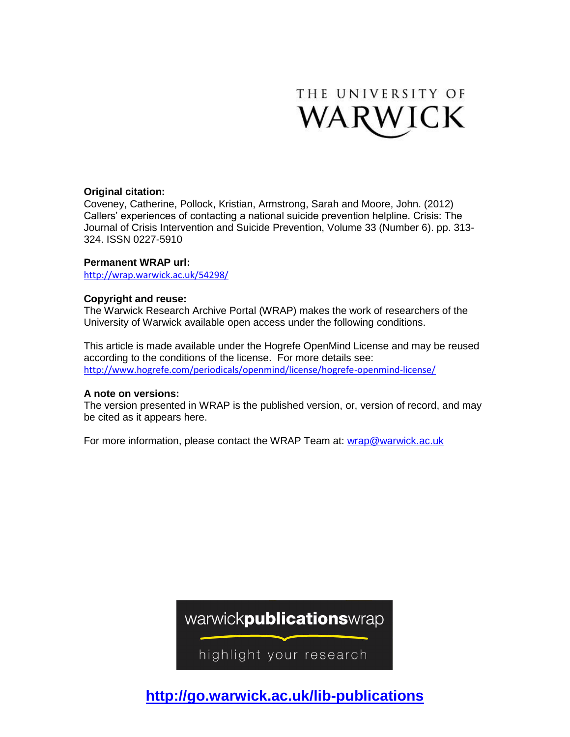THE UNIVERSITY OF WARWICK

**Original citation:**
Coveney, Catherine, Pollock, Kristian, Armstrong, Sarah and Moore, John. (2012) Callers' experiences of contacting a national suicide prevention helpline. Crisis: The Journal of Crisis Intervention and Suicide Prevention, Volume 33 (Number 6). pp. 313-324. ISSN 0227-5910

**Permanent WRAP url:**
http://wrap.warwick.ac.uk/54298/

**Copyright and reuse:**
The Warwick Research Archive Portal (WRAP) makes the work of researchers of the University of Warwick available open access under the following conditions.

This article is made available under the Hogrefe OpenMind License and may be reused according to the conditions of the license. For more details see: http://www.hogrefe.com/periodicals/openmind/license/hogrefe-openmind-license/

**A note on versions:**
The version presented in WRAP is the published version, or, version of record, and may be cited as it appears here.

For more information, please contact the WRAP Team at: wrap@warwick.ac.uk

warwick**publications**wrap

highlight your research

**http://go.warwick.ac.uk/lib-publications**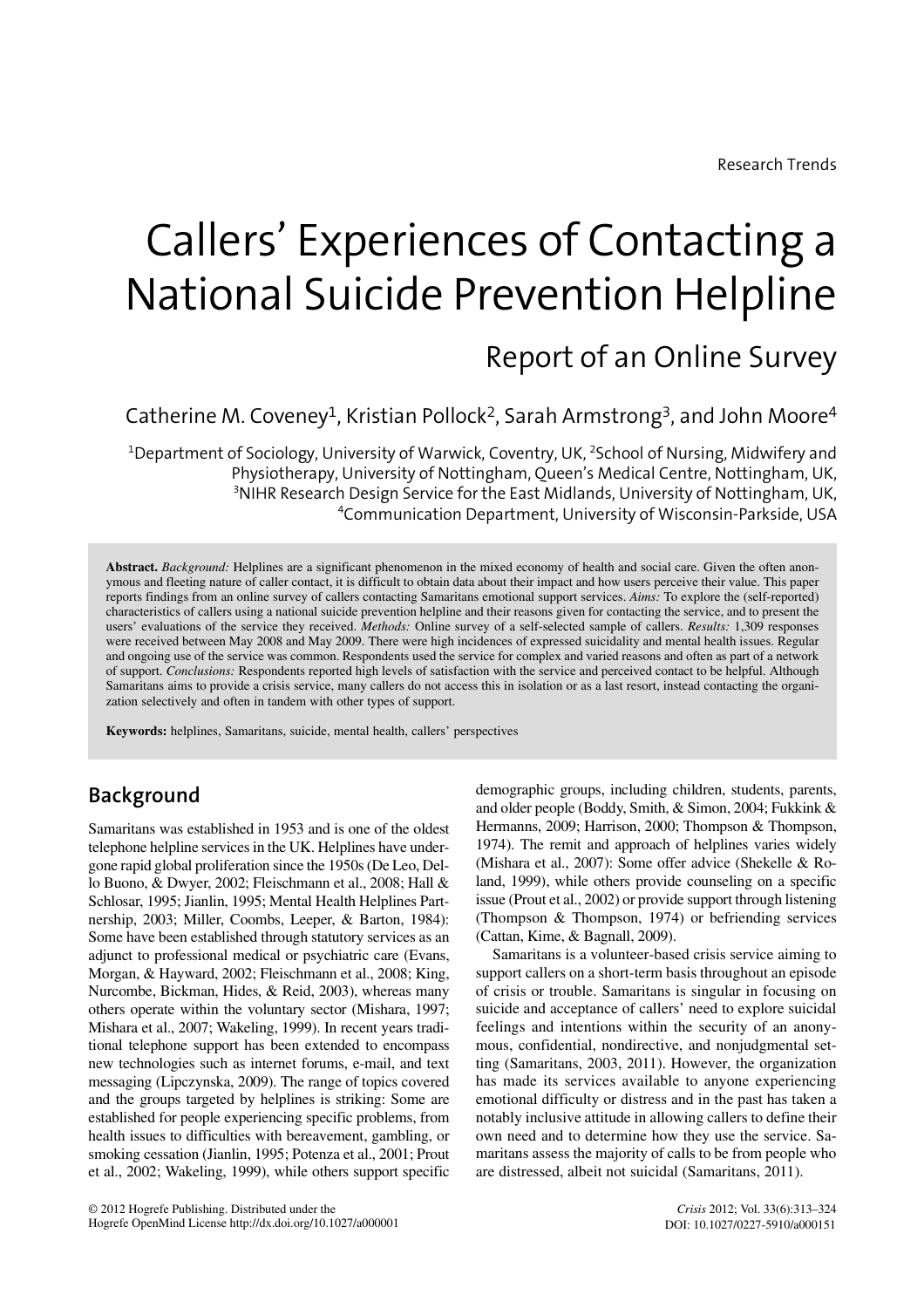Research Trends

# Callers' Experiences of Contacting a National Suicide Prevention Helpline

## Report of an Online Survey

Catherine M. Coveney[1], Kristian Pollock[2], Sarah Armstrong[3], and John Moore[4]

[1]Department of Sociology, University of Warwick, Coventry, UK, [2]School of Nursing, Midwifery and Physiotherapy, University of Nottingham, Queen's Medical Centre, Nottingham, UK, [3]NIHR Research Design Service for the East Midlands, University of Nottingham, UK, [4]Communication Department, University of Wisconsin-Parkside, USA

**Abstract.** *Background:* Helplines are a significant phenomenon in the mixed economy of health and social care. Given the often anonymous and fleeting nature of caller contact, it is difficult to obtain data about their impact and how users perceive their value. This paper reports findings from an online survey of callers contacting Samaritans emotional support services. *Aims:* To explore the (self-reported) characteristics of callers using a national suicide prevention helpline and their reasons given for contacting the service, and to present the users' evaluations of the service they received. *Methods:* Online survey of a self-selected sample of callers. *Results:* 1,309 responses were received between May 2008 and May 2009. There were high incidences of expressed suicidality and mental health issues. Regular and ongoing use of the service was common. Respondents used the service for complex and varied reasons and often as part of a network of support. *Conclusions:* Respondents reported high levels of satisfaction with the service and perceived contact to be helpful. Although Samaritans aims to provide a crisis service, many callers do not access this in isolation or as a last resort, instead contacting the organization selectively and often in tandem with other types of support.

**Keywords:** helplines, Samaritans, suicide, mental health, callers' perspectives

## Background

Samaritans was established in 1953 and is one of the oldest telephone helpline services in the UK. Helplines have undergone rapid global proliferation since the 1950s (De Leo, Dello Buono, & Dwyer, 2002; Fleischmann et al., 2008; Hall & Schlosar, 1995; Jianlin, 1995; Mental Health Helplines Partnership, 2003; Miller, Coombs, Leeper, & Barton, 1984): Some have been established through statutory services as an adjunct to professional medical or psychiatric care (Evans, Morgan, & Hayward, 2002; Fleischmann et al., 2008; King, Nurcombe, Bickman, Hides, & Reid, 2003), whereas many others operate within the voluntary sector (Mishara, 1997; Mishara et al., 2007; Wakeling, 1999). In recent years traditional telephone support has been extended to encompass new technologies such as internet forums, e-mail, and text messaging (Lipczynska, 2009). The range of topics covered and the groups targeted by helplines is striking: Some are established for people experiencing specific problems, from health issues to difficulties with bereavement, gambling, or smoking cessation (Jianlin, 1995; Potenza et al., 2001; Prout et al., 2002; Wakeling, 1999), while others support specific demographic groups, including children, students, parents, and older people (Boddy, Smith, & Simon, 2004; Fukkink & Hermanns, 2009; Harrison, 2000; Thompson & Thompson, 1974). The remit and approach of helplines varies widely (Mishara et al., 2007): Some offer advice (Shekelle & Roland, 1999), while others provide counseling on a specific issue (Prout et al., 2002) or provide support through listening (Thompson & Thompson, 1974) or befriending services (Cattan, Kime, & Bagnall, 2009).

Samaritans is a volunteer-based crisis service aiming to support callers on a short-term basis throughout an episode of crisis or trouble. Samaritans is singular in focusing on suicide and acceptance of callers' need to explore suicidal feelings and intentions within the security of an anonymous, confidential, nondirective, and nonjudgmental setting (Samaritans, 2003, 2011). However, the organization has made its services available to anyone experiencing emotional difficulty or distress and in the past has taken a notably inclusive attitude in allowing callers to define their own need and to determine how they use the service. Samaritans assess the majority of calls to be from people who are distressed, albeit not suicidal (Samaritans, 2011).

© 2012 Hogrefe Publishing. Distributed under the Hogrefe OpenMind License http://dx.doi.org/10.1027/a000001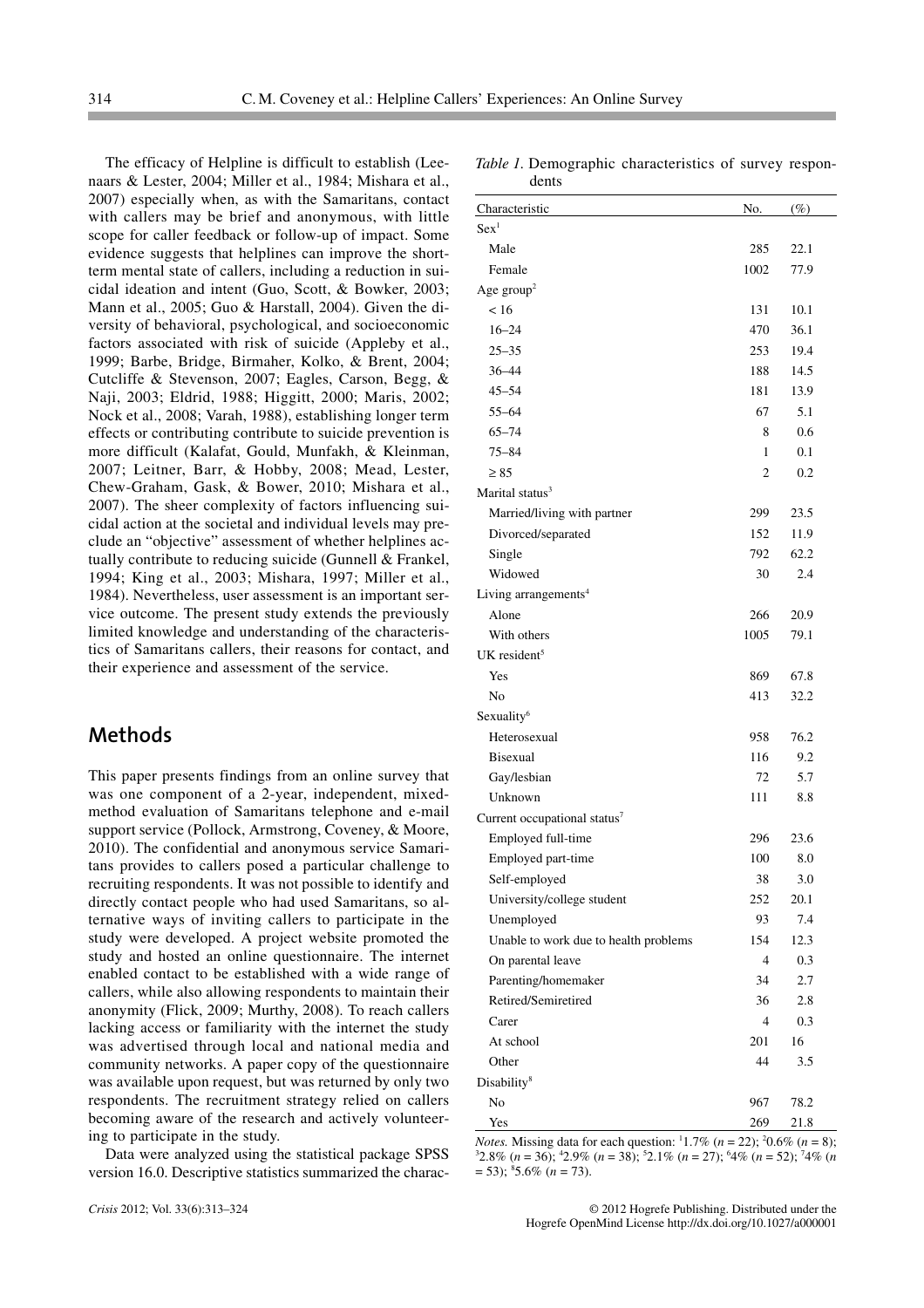The efficacy of Helpline is difficult to establish (Leenaars & Lester, 2004; Miller et al., 1984; Mishara et al., 2007) especially when, as with the Samaritans, contact with callers may be brief and anonymous, with little scope for caller feedback or follow-up of impact. Some evidence suggests that helplines can improve the short-term mental state of callers, including a reduction in suicidal ideation and intent (Guo, Scott, & Bowker, 2003; Mann et al., 2005; Guo & Harstall, 2004). Given the diversity of behavioral, psychological, and socioeconomic factors associated with risk of suicide (Appleby et al., 1999; Barbe, Bridge, Birmaher, Kolko, & Brent, 2004; Cutcliffe & Stevenson, 2007; Eagles, Carson, Begg, & Naji, 2003; Eldrid, 1988; Higgitt, 2000; Maris, 2002; Nock et al., 2008; Varah, 1988), establishing longer term effects or contributing contribute to suicide prevention is more difficult (Kalafat, Gould, Munfakh, & Kleinman, 2007; Leitner, Barr, & Hobby, 2008; Mead, Lester, Chew-Graham, Gask, & Bower, 2010; Mishara et al., 2007). The sheer complexity of factors influencing suicidal action at the societal and individual levels may preclude an "objective" assessment of whether helplines actually contribute to reducing suicide (Gunnell & Frankel, 1994; King et al., 2003; Mishara, 1997; Miller et al., 1984). Nevertheless, user assessment is an important service outcome. The present study extends the previously limited knowledge and understanding of the characteristics of Samaritans callers, their reasons for contact, and their experience and assessment of the service.

## Methods

This paper presents findings from an online survey that was one component of a 2-year, independent, mixed-method evaluation of Samaritans telephone and e-mail support service (Pollock, Armstrong, Coveney, & Moore, 2010). The confidential and anonymous service Samaritans provides to callers posed a particular challenge to recruiting respondents. It was not possible to identify and directly contact people who had used Samaritans, so alternative ways of inviting callers to participate in the study were developed. A project website promoted the study and hosted an online questionnaire. The internet enabled contact to be established with a wide range of callers, while also allowing respondents to maintain their anonymity (Flick, 2009; Murthy, 2008). To reach callers lacking access or familiarity with the internet the study was advertised through local and national media and community networks. A paper copy of the questionnaire was available upon request, but was returned by only two respondents. The recruitment strategy relied on callers becoming aware of the research and actively volunteering to participate in the study.

Data were analyzed using the statistical package SPSS version 16.0. Descriptive statistics summarized the charac-

*Table 1.* Demographic characteristics of survey respondents

| Characteristic | No. | (%) |
|---|---|---|
| Sex[1] | | |
| Male | 285 | 22.1 |
| Female | 1002 | 77.9 |
| Age group[2] | | |
| < 16 | 131 | 10.1 |
| 16–24 | 470 | 36.1 |
| 25–35 | 253 | 19.4 |
| 36–44 | 188 | 14.5 |
| 45–54 | 181 | 13.9 |
| 55–64 | 67 | 5.1 |
| 65–74 | 8 | 0.6 |
| 75–84 | 1 | 0.1 |
| ≥ 85 | 2 | 0.2 |
| Marital status[3] | | |
| Married/living with partner | 299 | 23.5 |
| Divorced/separated | 152 | 11.9 |
| Single | 792 | 62.2 |
| Widowed | 30 | 2.4 |
| Living arrangements[4] | | |
| Alone | 266 | 20.9 |
| With others | 1005 | 79.1 |
| UK resident[5] | | |
| Yes | 869 | 67.8 |
| No | 413 | 32.2 |
| Sexuality[6] | | |
| Heterosexual | 958 | 76.2 |
| Bisexual | 116 | 9.2 |
| Gay/lesbian | 72 | 5.7 |
| Unknown | 111 | 8.8 |
| Current occupational status[7] | | |
| Employed full-time | 296 | 23.6 |
| Employed part-time | 100 | 8.0 |
| Self-employed | 38 | 3.0 |
| University/college student | 252 | 20.1 |
| Unemployed | 93 | 7.4 |
| Unable to work due to health problems | 154 | 12.3 |
| On parental leave | 4 | 0.3 |
| Parenting/homemaker | 34 | 2.7 |
| Retired/Semiretired | 36 | 2.8 |
| Carer | 4 | 0.3 |
| At school | 201 | 16 |
| Other | 44 | 3.5 |
| Disability[8] | | |
| No | 967 | 78.2 |
| Yes | 269 | 21.8 |

*Notes.* Missing data for each question: [1]1.7% (*n* = 22); [2]0.6% (*n* = 8); [3]2.8% (*n* = 36); [4]2.9% (*n* = 38); [5]2.1% (*n* = 27); [6]4% (*n* = 52); [7]4% (*n* = 53); [8]5.6% (*n* = 73).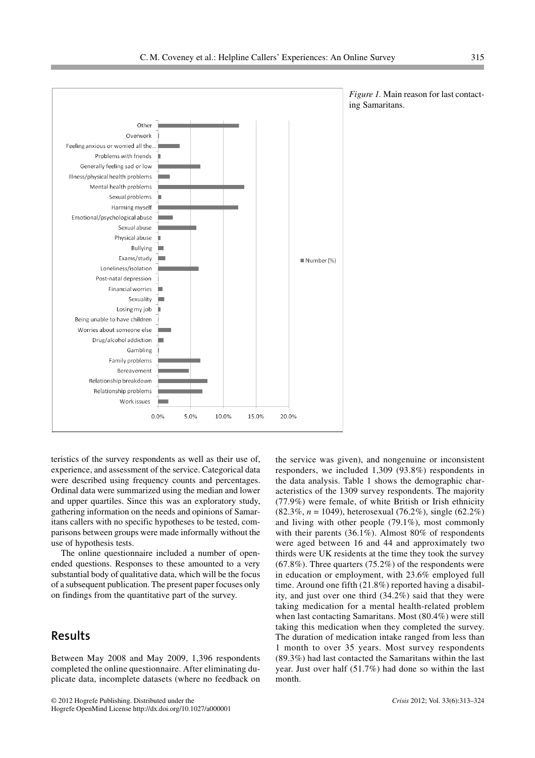*Figure 1.* Main reason for last contacting Samaritans.

teristics of the survey respondents as well as their use of, experience, and assessment of the service. Categorical data were described using frequency counts and percentages. Ordinal data were summarized using the median and lower and upper quartiles. Since this was an exploratory study, gathering information on the needs and opinions of Samaritans callers with no specific hypotheses to be tested, comparisons between groups were made informally without the use of hypothesis tests.

The online questionnaire included a number of open-ended questions. Responses to these amounted to a very substantial body of qualitative data, which will be the focus of a subsequent publication. The present paper focuses only on findings from the quantitative part of the survey.

## Results

Between May 2008 and May 2009, 1,396 respondents completed the online questionnaire. After eliminating duplicate data, incomplete datasets (where no feedback on the service was given), and nongenuine or inconsistent responders, we included 1,309 (93.8%) respondents in the data analysis. Table 1 shows the demographic characteristics of the 1309 survey respondents. The majority (77.9%) were female, of white British or Irish ethnicity (82.3%, $n = 1049$), heterosexual (76.2%), single (62.2%) and living with other people (79.1%), most commonly with their parents (36.1%). Almost 80% of respondents were aged between 16 and 44 and approximately two thirds were UK residents at the time they took the survey (67.8%). Three quarters (75.2%) of the respondents were in education or employment, with 23.6% employed full time. Around one fifth (21.8%) reported having a disability, and just over one third (34.2%) said that they were taking medication for a mental health-related problem when last contacting Samaritans. Most (80.4%) were still taking this medication when they completed the survey. The duration of medication intake ranged from less than 1 month to over 35 years. Most survey respondents (89.3%) had last contacted the Samaritans within the last year. Just over half (51.7%) had done so within the last month.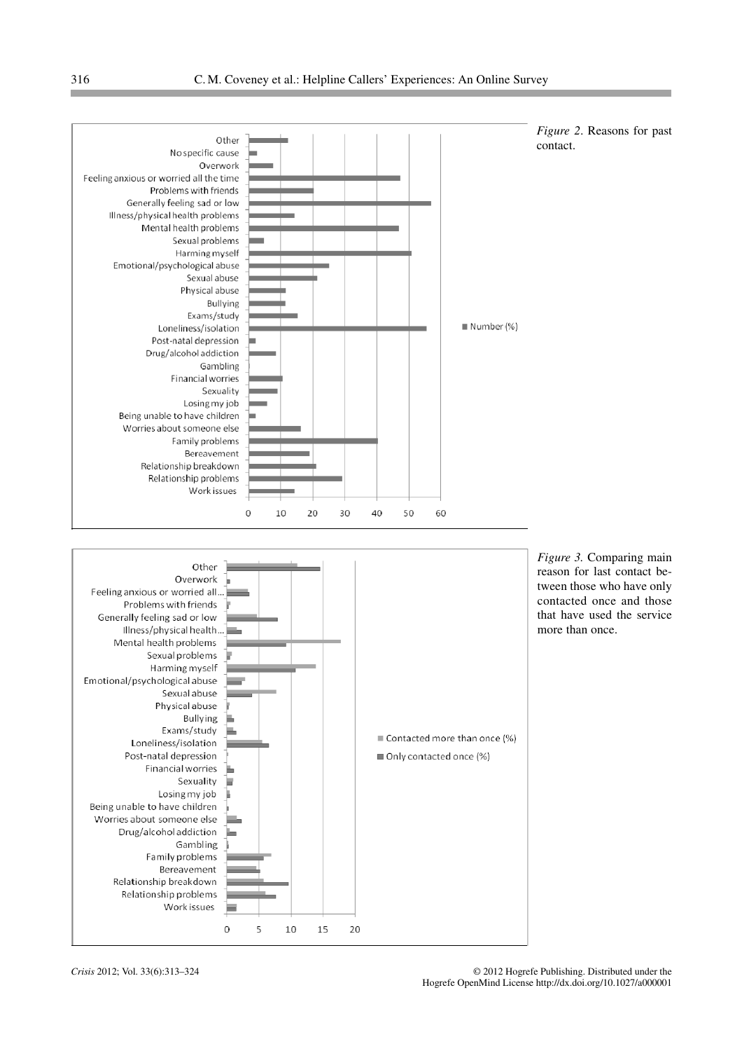*Figure 2*. Reasons for past contact.

*Figure 3.* Comparing main reason for last contact between those who have only contacted once and those that have used the service more than once.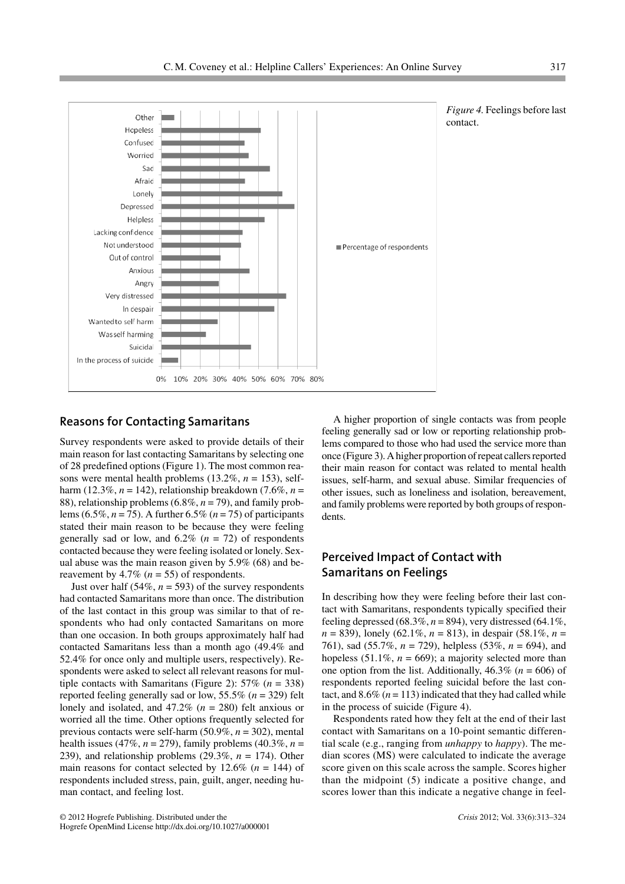*Figure 4.* Feelings before last contact.

## Reasons for Contacting Samaritans

Survey respondents were asked to provide details of their main reason for last contacting Samaritans by selecting one of 28 predefined options (Figure 1). The most common reasons were mental health problems (13.2%, *n* = 153), self-harm (12.3%, *n* = 142), relationship breakdown (7.6%, *n* = 88), relationship problems (6.8%, *n* = 79), and family problems (6.5%, *n* = 75). A further 6.5% (*n* = 75) of participants stated their main reason to be because they were feeling generally sad or low, and 6.2% (*n* = 72) of respondents contacted because they were feeling isolated or lonely. Sexual abuse was the main reason given by 5.9% (68) and bereavement by 4.7% (*n* = 55) of respondents.

Just over half (54%, *n* = 593) of the survey respondents had contacted Samaritans more than once. The distribution of the last contact in this group was similar to that of respondents who had only contacted Samaritans on more than one occasion. In both groups approximately half had contacted Samaritans less than a month ago (49.4% and 52.4% for once only and multiple users, respectively). Respondents were asked to select all relevant reasons for multiple contacts with Samaritans (Figure 2): 57% (*n* = 338) reported feeling generally sad or low, 55.5% (*n* = 329) felt lonely and isolated, and 47.2% (*n* = 280) felt anxious or worried all the time. Other options frequently selected for previous contacts were self-harm (50.9%, *n* = 302), mental health issues (47%, *n* = 279), family problems (40.3%, *n* = 239), and relationship problems (29.3%, *n* = 174). Other main reasons for contact selected by 12.6% (*n* = 144) of respondents included stress, pain, guilt, anger, needing human contact, and feeling lost.

A higher proportion of single contacts was from people feeling generally sad or low or reporting relationship problems compared to those who had used the service more than once (Figure 3). A higher proportion of repeat callers reported their main reason for contact was related to mental health issues, self-harm, and sexual abuse. Similar frequencies of other issues, such as loneliness and isolation, bereavement, and family problems were reported by both groups of respondents.

## Perceived Impact of Contact with Samaritans on Feelings

In describing how they were feeling before their last contact with Samaritans, respondents typically specified their feeling depressed (68.3%, *n* = 894), very distressed (64.1%, *n* = 839), lonely (62.1%, *n* = 813), in despair (58.1%, *n* = 761), sad (55.7%, *n* = 729), helpless (53%, *n* = 694), and hopeless (51.1%, *n* = 669); a majority selected more than one option from the list. Additionally, 46.3% (*n* = 606) of respondents reported feeling suicidal before the last contact, and 8.6% (*n* = 113) indicated that they had called while in the process of suicide (Figure 4).

Respondents rated how they felt at the end of their last contact with Samaritans on a 10-point semantic differential scale (e.g., ranging from *unhappy* to *happy*). The median scores (MS) were calculated to indicate the average score given on this scale across the sample. Scores higher than the midpoint (5) indicate a positive change, and scores lower than this indicate a negative change in feel-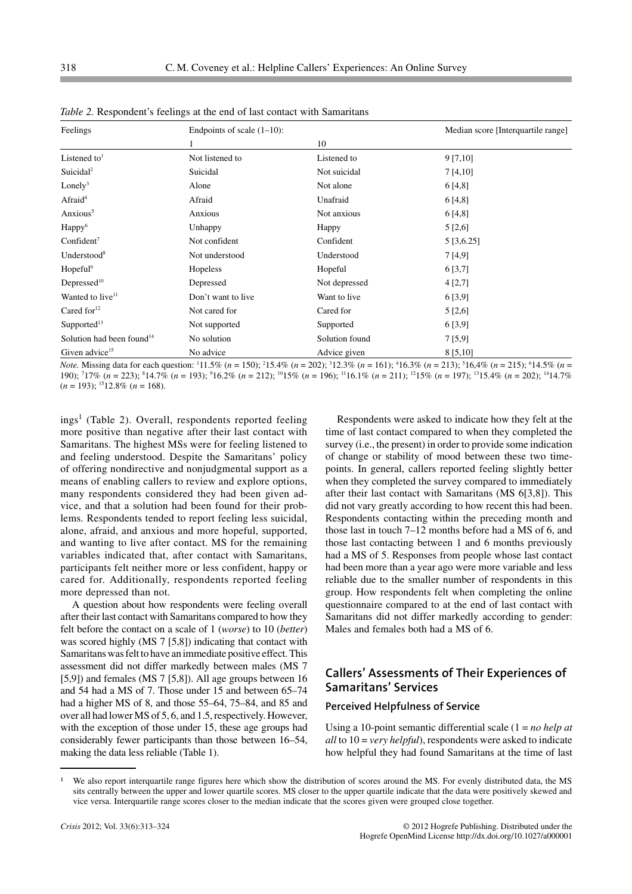*Table 2.* Respondent's feelings at the end of last contact with Samaritans

| Feelings | Endpoints of scale (1–10): | | Median score [Interquartile range] |
|---|---|---|---|
| | 1 | 10 | |
| Listened to[1] | Not listened to | Listened to | 9 [7,10] |
| Suicidal[2] | Suicidal | Not suicidal | 7 [4,10] |
| Lonely[3] | Alone | Not alone | 6 [4,8] |
| Afraid[4] | Afraid | Unafraid | 6 [4,8] |
| Anxious[5] | Anxious | Not anxious | 6 [4,8] |
| Happy[6] | Unhappy | Happy | 5 [2,6] |
| Confident[7] | Not confident | Confident | 5 [3,6.25] |
| Understood[8] | Not understood | Understood | 7 [4,9] |
| Hopeful[9] | Hopeless | Hopeful | 6 [3,7] |
| Depressed[10] | Depressed | Not depressed | 4 [2,7] |
| Wanted to live[11] | Don't want to live | Want to live | 6 [3,9] |
| Cared for[12] | Not cared for | Cared for | 5 [2,6] |
| Supported[13] | Not supported | Supported | 6 [3,9] |
| Solution had been found[14] | No solution | Solution found | 7 [5,9] |
| Given advice[15] | No advice | Advice given | 8 [5,10] |

*Note.* Missing data for each question: [1]11.5% (*n* = 150); [2]15.4% (*n* = 202); [3]12.3% (*n* = 161); [4]16.3% (*n* = 213); [5]16,4% (*n* = 215); [6]14.5% (*n* = 190); [7]17% (*n* = 223); [8]14.7% (*n* = 193); [9]16.2% (*n* = 212); [10]15% (*n* = 196); [11]16.1% (*n* = 211); [12]15% (*n* = 197); [13]15.4% (*n* = 202); [14]14.7% (*n* = 193); [15]12.8% (*n* = 168).

ings[1] (Table 2). Overall, respondents reported feeling more positive than negative after their last contact with Samaritans. The highest MSs were for feeling listened to and feeling understood. Despite the Samaritans' policy of offering nondirective and nonjudgmental support as a means of enabling callers to review and explore options, many respondents considered they had been given advice, and that a solution had been found for their problems. Respondents tended to report feeling less suicidal, alone, afraid, and anxious and more hopeful, supported, and wanting to live after contact. MS for the remaining variables indicated that, after contact with Samaritans, participants felt neither more or less confident, happy or cared for. Additionally, respondents reported feeling more depressed than not.

A question about how respondents were feeling overall after their last contact with Samaritans compared to how they felt before the contact on a scale of 1 (*worse*) to 10 (*better*) was scored highly (MS 7 [5,8]) indicating that contact with Samaritans was felt to have an immediate positive effect. This assessment did not differ markedly between males (MS 7 [5,9]) and females (MS 7 [5,8]). All age groups between 16 and 54 had a MS of 7. Those under 15 and between 65–74 had a higher MS of 8, and those 55–64, 75–84, and 85 and over all had lower MS of 5, 6, and 1.5, respectively. However, with the exception of those under 15, these age groups had considerably fewer participants than those between 16–54, making the data less reliable (Table 1).

Respondents were asked to indicate how they felt at the time of last contact compared to when they completed the survey (i.e., the present) in order to provide some indication of change or stability of mood between these two timepoints. In general, callers reported feeling slightly better when they completed the survey compared to immediately after their last contact with Samaritans (MS 6[3,8]). This did not vary greatly according to how recent this had been. Respondents contacting within the preceding month and those last in touch 7–12 months before had a MS of 6, and those last contacting between 1 and 6 months previously had a MS of 5. Responses from people whose last contact had been more than a year ago were more variable and less reliable due to the smaller number of respondents in this group. How respondents felt when completing the online questionnaire compared to at the end of last contact with Samaritans did not differ markedly according to gender: Males and females both had a MS of 6.

## Callers' Assessments of Their Experiences of Samaritans' Services

### Perceived Helpfulness of Service

Using a 10-point semantic differential scale (1 = *no help at all* to 10 = *very helpful*), respondents were asked to indicate how helpful they had found Samaritans at the time of last

[1] We also report interquartile range figures here which show the distribution of scores around the MS. For evenly distributed data, the MS sits centrally between the upper and lower quartile scores. MS closer to the upper quartile indicate that the data were positively skewed and vice versa. Interquartile range scores closer to the median indicate that the scores given were grouped close together.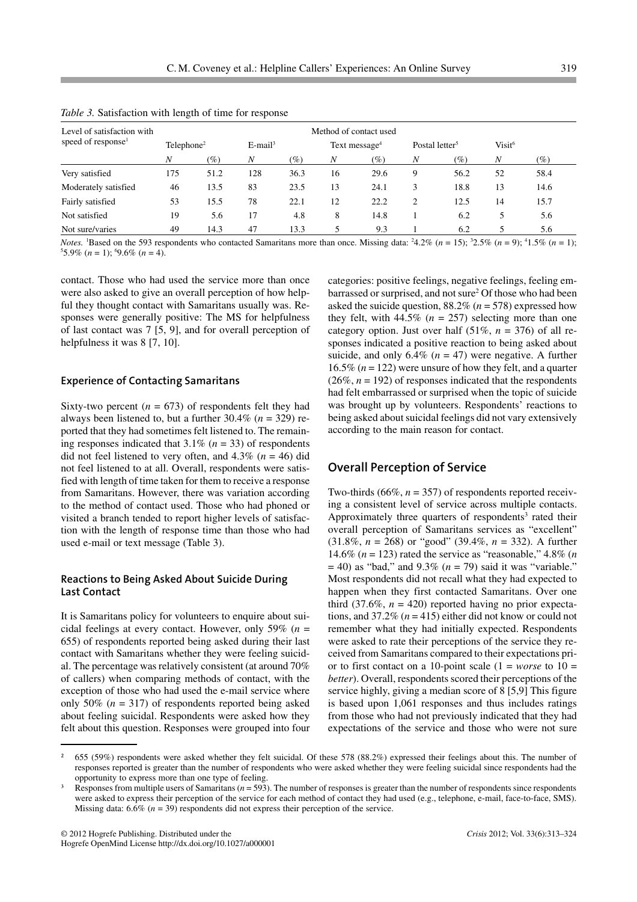*Table 3.* Satisfaction with length of time for response

| Level of satisfaction with speed of response[1] | Method of contact used | | | | | | | | | |
|---|---|---|---|---|---|---|---|---|---|---|
| | Telephone[2] | | E-mail[3] | | Text message[4] | | Postal letter[5] | | Visit[6] | |
| | *N* | (%) | *N* | (%) | *N* | (%) | *N* | (%) | *N* | (%) |
| Very satisfied | 175 | 51.2 | 128 | 36.3 | 16 | 29.6 | 9 | 56.2 | 52 | 58.4 |
| Moderately satisfied | 46 | 13.5 | 83 | 23.5 | 13 | 24.1 | 3 | 18.8 | 13 | 14.6 |
| Fairly satisfied | 53 | 15.5 | 78 | 22.1 | 12 | 22.2 | 2 | 12.5 | 14 | 15.7 |
| Not satisfied | 19 | 5.6 | 17 | 4.8 | 8 | 14.8 | 1 | 6.2 | 5 | 5.6 |
| Not sure/varies | 49 | 14.3 | 47 | 13.3 | 5 | 9.3 | 1 | 6.2 | 5 | 5.6 |

*Notes.* [1]Based on the 593 respondents who contacted Samaritans more than once. Missing data: [2]4.2% (*n* = 15); [3]2.5% (*n* = 9); [4]1.5% (*n* = 1); [5]5.9% (*n* = 1); [6]9.6% (*n* = 4).

contact. Those who had used the service more than once were also asked to give an overall perception of how helpful they thought contact with Samaritans usually was. Responses were generally positive: The MS for helpfulness of last contact was 7 [5, 9], and for overall perception of helpfulness it was 8 [7, 10].

### Experience of Contacting Samaritans

Sixty-two percent (*n* = 673) of respondents felt they had always been listened to, but a further 30.4% (*n* = 329) reported that they had sometimes felt listened to. The remaining responses indicated that 3.1% (*n* = 33) of respondents did not feel listened to very often, and 4.3% (*n* = 46) did not feel listened to at all. Overall, respondents were satisfied with length of time taken for them to receive a response from Samaritans. However, there was variation according to the method of contact used. Those who had phoned or visited a branch tended to report higher levels of satisfaction with the length of response time than those who had used e-mail or text message (Table 3).

### Reactions to Being Asked About Suicide During Last Contact

It is Samaritans policy for volunteers to enquire about suicidal feelings at every contact. However, only 59% (*n* = 655) of respondents reported being asked during their last contact with Samaritans whether they were feeling suicidal. The percentage was relatively consistent (at around 70% of callers) when comparing methods of contact, with the exception of those who had used the e-mail service where only 50% (*n* = 317) of respondents reported being asked about feeling suicidal. Respondents were asked how they felt about this question. Responses were grouped into four categories: positive feelings, negative feelings, feeling embarrassed or surprised, and not sure[2] Of those who had been asked the suicide question, 88.2% (*n* = 578) expressed how they felt, with 44.5% (*n* = 257) selecting more than one category option. Just over half (51%, *n* = 376) of all responses indicated a positive reaction to being asked about suicide, and only 6.4% (*n* = 47) were negative. A further 16.5% (*n* = 122) were unsure of how they felt, and a quarter (26%, *n* = 192) of responses indicated that the respondents had felt embarrassed or surprised when the topic of suicide was brought up by volunteers. Respondents' reactions to being asked about suicidal feelings did not vary extensively according to the main reason for contact.

## Overall Perception of Service

Two-thirds (66%, *n* = 357) of respondents reported receiving a consistent level of service across multiple contacts. Approximately three quarters of respondents[3] rated their overall perception of Samaritans services as "excellent" (31.8%, *n* = 268) or "good" (39.4%, *n* = 332). A further 14.6% (*n* = 123) rated the service as "reasonable," 4.8% (*n* = 40) as "bad," and 9.3% (*n* = 79) said it was "variable." Most respondents did not recall what they had expected to happen when they first contacted Samaritans. Over one third (37.6%, *n* = 420) reported having no prior expectations, and 37.2% (*n* = 415) either did not know or could not remember what they had initially expected. Respondents were asked to rate their perceptions of the service they received from Samaritans compared to their expectations prior to first contact on a 10-point scale (1 = *worse* to 10 = *better*). Overall, respondents scored their perceptions of the service highly, giving a median score of 8 [5,9] This figure is based upon 1,061 responses and thus includes ratings from those who had not previously indicated that they had expectations of the service and those who were not sure

[2] 655 (59%) respondents were asked whether they felt suicidal. Of these 578 (88.2%) expressed their feelings about this. The number of responses reported is greater than the number of respondents who were asked whether they were feeling suicidal since respondents had the opportunity to express more than one type of feeling.

[3] Responses from multiple users of Samaritans (*n* = 593). The number of responses is greater than the number of respondents since respondents were asked to express their perception of the service for each method of contact they had used (e.g., telephone, e-mail, face-to-face, SMS). Missing data: 6.6% (*n* = 39) respondents did not express their perception of the service.

© 2012 Hogrefe Publishing. Distributed under the Hogrefe OpenMind License http://dx.doi.org/10.1027/a000001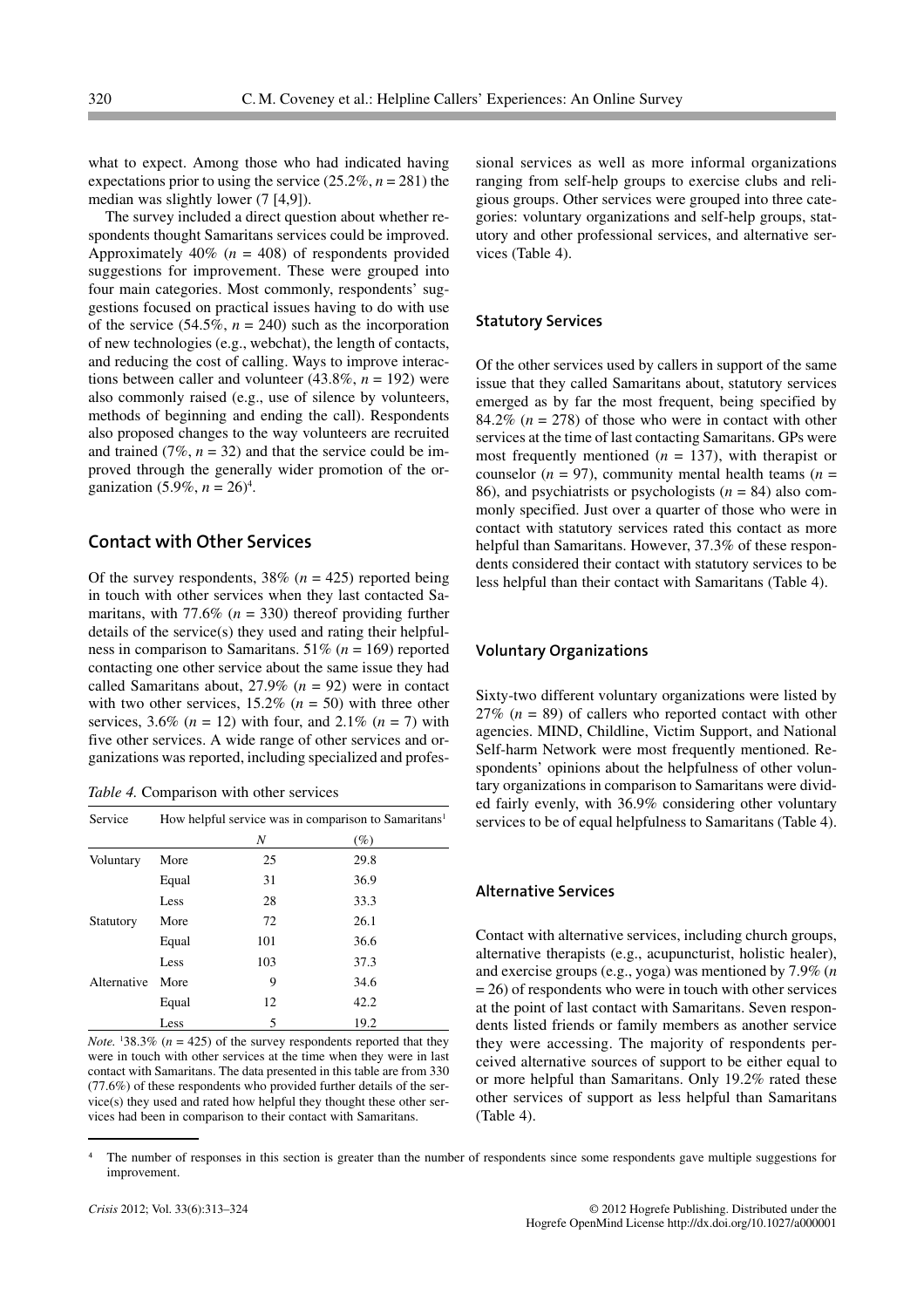what to expect. Among those who had indicated having expectations prior to using the service (25.2%, *n* = 281) the median was slightly lower (7 [4,9]).

The survey included a direct question about whether respondents thought Samaritans services could be improved. Approximately 40% (*n* = 408) of respondents provided suggestions for improvement. These were grouped into four main categories. Most commonly, respondents' suggestions focused on practical issues having to do with use of the service (54.5%, *n* = 240) such as the incorporation of new technologies (e.g., webchat), the length of contacts, and reducing the cost of calling. Ways to improve interactions between caller and volunteer (43.8%, *n* = 192) were also commonly raised (e.g., use of silence by volunteers, methods of beginning and ending the call). Respondents also proposed changes to the way volunteers are recruited and trained (7%, *n* = 32) and that the service could be improved through the generally wider promotion of the organization (5.9%, *n* = 26)[4].

## Contact with Other Services

Of the survey respondents, 38% (*n* = 425) reported being in touch with other services when they last contacted Samaritans, with 77.6% (*n* = 330) thereof providing further details of the service(s) they used and rating their helpfulness in comparison to Samaritans. 51% (*n* = 169) reported contacting one other service about the same issue they had called Samaritans about, 27.9% (*n* = 92) were in contact with two other services, 15.2% (*n* = 50) with three other services, 3.6% (*n* = 12) with four, and 2.1% (*n* = 7) with five other services. A wide range of other services and organizations was reported, including specialized and professional services as well as more informal organizations ranging from self-help groups to exercise clubs and religious groups. Other services were grouped into three categories: voluntary organizations and self-help groups, statutory and other professional services, and alternative services (Table 4).

*Table 4.* Comparison with other services

| Service | How helpful service was in comparison to Samaritans[1] | | |
|---|---|---|---|
| | | *N* | (%) |
| Voluntary | More | 25 | 29.8 |
| | Equal | 31 | 36.9 |
| | Less | 28 | 33.3 |
| Statutory | More | 72 | 26.1 |
| | Equal | 101 | 36.6 |
| | Less | 103 | 37.3 |
| Alternative | More | 9 | 34.6 |
| | Equal | 12 | 42.2 |
| | Less | 5 | 19.2 |

*Note.* [1]38.3% (*n* = 425) of the survey respondents reported that they were in touch with other services at the time when they were in last contact with Samaritans. The data presented in this table are from 330 (77.6%) of these respondents who provided further details of the service(s) they used and rated how helpful they thought these other services had been in comparison to their contact with Samaritans.

### Statutory Services

Of the other services used by callers in support of the same issue that they called Samaritans about, statutory services emerged as by far the most frequent, being specified by 84.2% (*n* = 278) of those who were in contact with other services at the time of last contacting Samaritans. GPs were most frequently mentioned (*n* = 137), with therapist or counselor (*n* = 97), community mental health teams (*n* = 86), and psychiatrists or psychologists (*n* = 84) also commonly specified. Just over a quarter of those who were in contact with statutory services rated this contact as more helpful than Samaritans. However, 37.3% of these respondents considered their contact with statutory services to be less helpful than their contact with Samaritans (Table 4).

### Voluntary Organizations

Sixty-two different voluntary organizations were listed by 27% (*n* = 89) of callers who reported contact with other agencies. MIND, Childline, Victim Support, and National Self-harm Network were most frequently mentioned. Respondents' opinions about the helpfulness of other voluntary organizations in comparison to Samaritans were divided fairly evenly, with 36.9% considering other voluntary services to be of equal helpfulness to Samaritans (Table 4).

### Alternative Services

Contact with alternative services, including church groups, alternative therapists (e.g., acupuncturist, holistic healer), and exercise groups (e.g., yoga) was mentioned by 7.9% (*n* = 26) of respondents who were in touch with other services at the point of last contact with Samaritans. Seven respondents listed friends or family members as another service they were accessing. The majority of respondents perceived alternative sources of support to be either equal to or more helpful than Samaritans. Only 19.2% rated these other services of support as less helpful than Samaritans (Table 4).

[4] The number of responses in this section is greater than the number of respondents since some respondents gave multiple suggestions for improvement.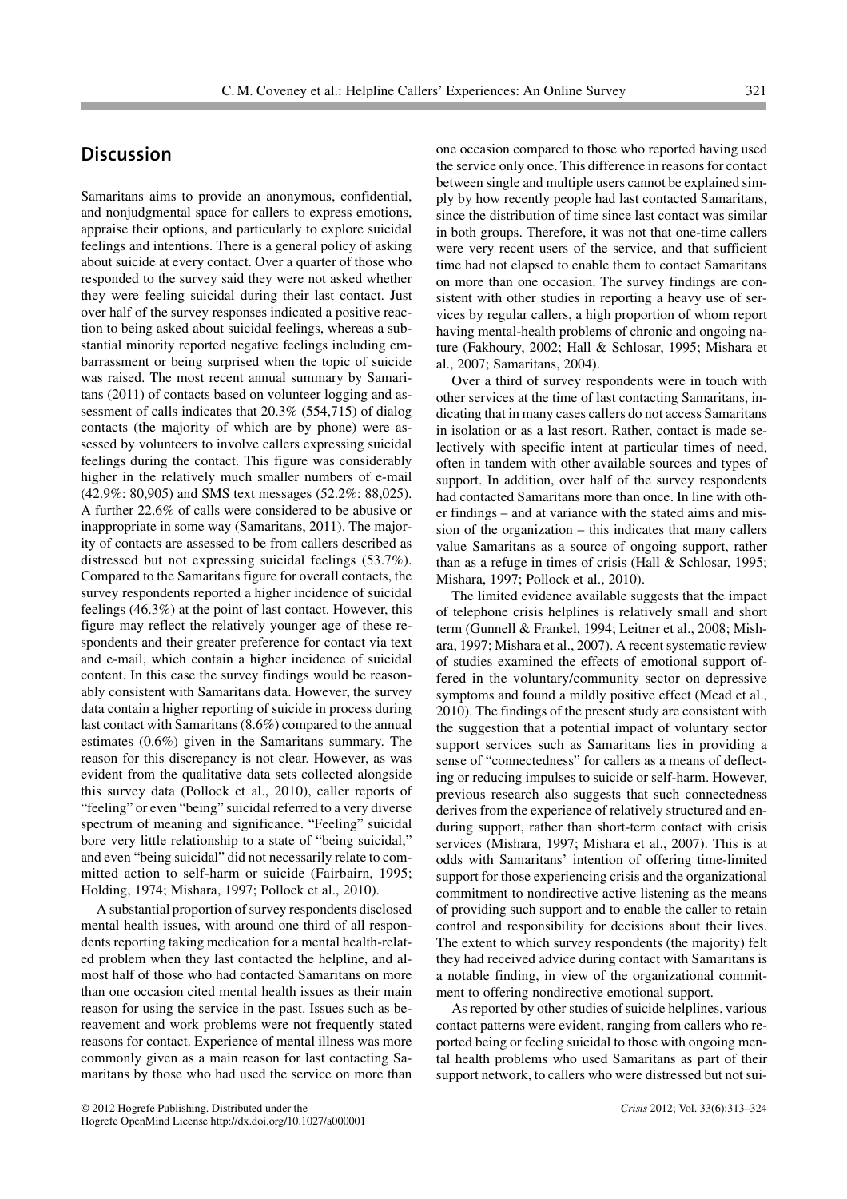## Discussion

Samaritans aims to provide an anonymous, confidential, and nonjudgmental space for callers to express emotions, appraise their options, and particularly to explore suicidal feelings and intentions. There is a general policy of asking about suicide at every contact. Over a quarter of those who responded to the survey said they were not asked whether they were feeling suicidal during their last contact. Just over half of the survey responses indicated a positive reaction to being asked about suicidal feelings, whereas a substantial minority reported negative feelings including embarrassment or being surprised when the topic of suicide was raised. The most recent annual summary by Samaritans (2011) of contacts based on volunteer logging and assessment of calls indicates that 20.3% (554,715) of dialog contacts (the majority of which are by phone) were assessed by volunteers to involve callers expressing suicidal feelings during the contact. This figure was considerably higher in the relatively much smaller numbers of e-mail (42.9%: 80,905) and SMS text messages (52.2%: 88,025). A further 22.6% of calls were considered to be abusive or inappropriate in some way (Samaritans, 2011). The majority of contacts are assessed to be from callers described as distressed but not expressing suicidal feelings (53.7%). Compared to the Samaritans figure for overall contacts, the survey respondents reported a higher incidence of suicidal feelings (46.3%) at the point of last contact. However, this figure may reflect the relatively younger age of these respondents and their greater preference for contact via text and e-mail, which contain a higher incidence of suicidal content. In this case the survey findings would be reasonably consistent with Samaritans data. However, the survey data contain a higher reporting of suicide in process during last contact with Samaritans (8.6%) compared to the annual estimates (0.6%) given in the Samaritans summary. The reason for this discrepancy is not clear. However, as was evident from the qualitative data sets collected alongside this survey data (Pollock et al., 2010), caller reports of "feeling" or even "being" suicidal referred to a very diverse spectrum of meaning and significance. "Feeling" suicidal bore very little relationship to a state of "being suicidal," and even "being suicidal" did not necessarily relate to committed action to self-harm or suicide (Fairbairn, 1995; Holding, 1974; Mishara, 1997; Pollock et al., 2010).

A substantial proportion of survey respondents disclosed mental health issues, with around one third of all respondents reporting taking medication for a mental health-related problem when they last contacted the helpline, and almost half of those who had contacted Samaritans on more than one occasion cited mental health issues as their main reason for using the service in the past. Issues such as bereavement and work problems were not frequently stated reasons for contact. Experience of mental illness was more commonly given as a main reason for last contacting Samaritans by those who had used the service on more than one occasion compared to those who reported having used the service only once. This difference in reasons for contact between single and multiple users cannot be explained simply by how recently people had last contacted Samaritans, since the distribution of time since last contact was similar in both groups. Therefore, it was not that one-time callers were very recent users of the service, and that sufficient time had not elapsed to enable them to contact Samaritans on more than one occasion. The survey findings are consistent with other studies in reporting a heavy use of services by regular callers, a high proportion of whom report having mental-health problems of chronic and ongoing nature (Fakhoury, 2002; Hall & Schlosar, 1995; Mishara et al., 2007; Samaritans, 2004).

Over a third of survey respondents were in touch with other services at the time of last contacting Samaritans, indicating that in many cases callers do not access Samaritans in isolation or as a last resort. Rather, contact is made selectively with specific intent at particular times of need, often in tandem with other available sources and types of support. In addition, over half of the survey respondents had contacted Samaritans more than once. In line with other findings – and at variance with the stated aims and mission of the organization – this indicates that many callers value Samaritans as a source of ongoing support, rather than as a refuge in times of crisis (Hall & Schlosar, 1995; Mishara, 1997; Pollock et al., 2010).

The limited evidence available suggests that the impact of telephone crisis helplines is relatively small and short term (Gunnell & Frankel, 1994; Leitner et al., 2008; Mishara, 1997; Mishara et al., 2007). A recent systematic review of studies examined the effects of emotional support offered in the voluntary/community sector on depressive symptoms and found a mildly positive effect (Mead et al., 2010). The findings of the present study are consistent with the suggestion that a potential impact of voluntary sector support services such as Samaritans lies in providing a sense of "connectedness" for callers as a means of deflecting or reducing impulses to suicide or self-harm. However, previous research also suggests that such connectedness derives from the experience of relatively structured and enduring support, rather than short-term contact with crisis services (Mishara, 1997; Mishara et al., 2007). This is at odds with Samaritans' intention of offering time-limited support for those experiencing crisis and the organizational commitment to nondirective active listening as the means of providing such support and to enable the caller to retain control and responsibility for decisions about their lives. The extent to which survey respondents (the majority) felt they had received advice during contact with Samaritans is a notable finding, in view of the organizational commitment to offering nondirective emotional support.

As reported by other studies of suicide helplines, various contact patterns were evident, ranging from callers who reported being or feeling suicidal to those with ongoing mental health problems who used Samaritans as part of their support network, to callers who were distressed but not sui-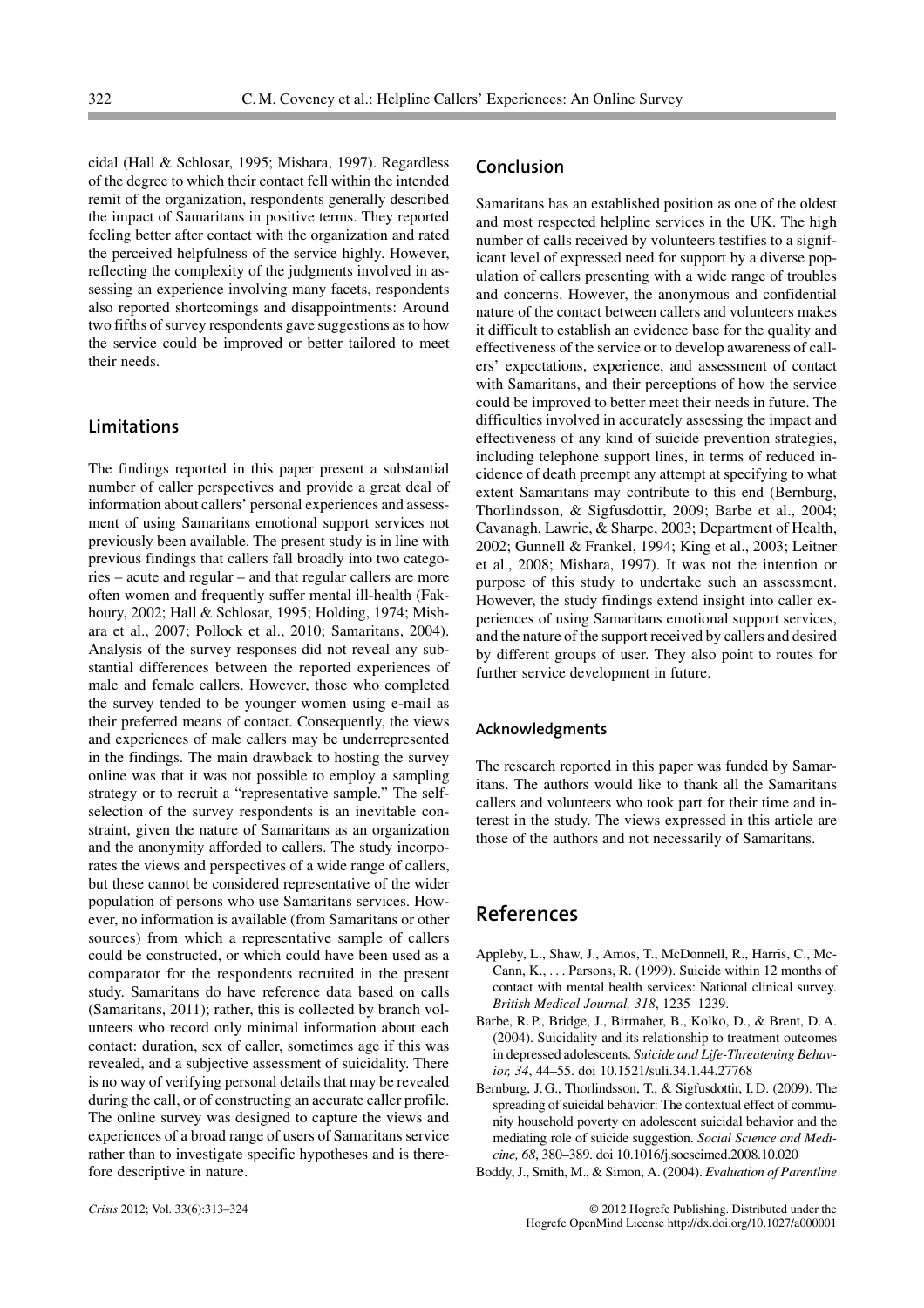cidal (Hall & Schlosar, 1995; Mishara, 1997). Regardless of the degree to which their contact fell within the intended remit of the organization, respondents generally described the impact of Samaritans in positive terms. They reported feeling better after contact with the organization and rated the perceived helpfulness of the service highly. However, reflecting the complexity of the judgments involved in assessing an experience involving many facets, respondents also reported shortcomings and disappointments: Around two fifths of survey respondents gave suggestions as to how the service could be improved or better tailored to meet their needs.

## Limitations

The findings reported in this paper present a substantial number of caller perspectives and provide a great deal of information about callers' personal experiences and assessment of using Samaritans emotional support services not previously been available. The present study is in line with previous findings that callers fall broadly into two categories – acute and regular – and that regular callers are more often women and frequently suffer mental ill-health (Fakhoury, 2002; Hall & Schlosar, 1995; Holding, 1974; Mishara et al., 2007; Pollock et al., 2010; Samaritans, 2004). Analysis of the survey responses did not reveal any substantial differences between the reported experiences of male and female callers. However, those who completed the survey tended to be younger women using e-mail as their preferred means of contact. Consequently, the views and experiences of male callers may be underrepresented in the findings. The main drawback to hosting the survey online was that it was not possible to employ a sampling strategy or to recruit a "representative sample." The self-selection of the survey respondents is an inevitable constraint, given the nature of Samaritans as an organization and the anonymity afforded to callers. The study incorporates the views and perspectives of a wide range of callers, but these cannot be considered representative of the wider population of persons who use Samaritans services. However, no information is available (from Samaritans or other sources) from which a representative sample of callers could be constructed, or which could have been used as a comparator for the respondents recruited in the present study. Samaritans do have reference data based on calls (Samaritans, 2011); rather, this is collected by branch volunteers who record only minimal information about each contact: duration, sex of caller, sometimes age if this was revealed, and a subjective assessment of suicidality. There is no way of verifying personal details that may be revealed during the call, or of constructing an accurate caller profile. The online survey was designed to capture the views and experiences of a broad range of users of Samaritans service rather than to investigate specific hypotheses and is therefore descriptive in nature.

## Conclusion

Samaritans has an established position as one of the oldest and most respected helpline services in the UK. The high number of calls received by volunteers testifies to a significant level of expressed need for support by a diverse population of callers presenting with a wide range of troubles and concerns. However, the anonymous and confidential nature of the contact between callers and volunteers makes it difficult to establish an evidence base for the quality and effectiveness of the service or to develop awareness of callers' expectations, experience, and assessment of contact with Samaritans, and their perceptions of how the service could be improved to better meet their needs in future. The difficulties involved in accurately assessing the impact and effectiveness of any kind of suicide prevention strategies, including telephone support lines, in terms of reduced incidence of death preempt any attempt at specifying to what extent Samaritans may contribute to this end (Bernburg, Thorlindsson, & Sigfusdottir, 2009; Barbe et al., 2004; Cavanagh, Lawrie, & Sharpe, 2003; Department of Health, 2002; Gunnell & Frankel, 1994; King et al., 2003; Leitner et al., 2008; Mishara, 1997). It was not the intention or purpose of this study to undertake such an assessment. However, the study findings extend insight into caller experiences of using Samaritans emotional support services, and the nature of the support received by callers and desired by different groups of user. They also point to routes for further service development in future.

### Acknowledgments

The research reported in this paper was funded by Samaritans. The authors would like to thank all the Samaritans callers and volunteers who took part for their time and interest in the study. The views expressed in this article are those of the authors and not necessarily of Samaritans.

# References

Appleby, L., Shaw, J., Amos, T., McDonnell, R., Harris, C., McCann, K., . . . Parsons, R. (1999). Suicide within 12 months of contact with mental health services: National clinical survey. *British Medical Journal, 318*, 1235–1239.

Barbe, R. P., Bridge, J., Birmaher, B., Kolko, D., & Brent, D. A. (2004). Suicidality and its relationship to treatment outcomes in depressed adolescents. *Suicide and Life-Threatening Behavior, 34*, 44–55. doi 10.1521/suli.34.1.44.27768

Bernburg, J. G., Thorlindsson, T., & Sigfusdottir, I. D. (2009). The spreading of suicidal behavior: The contextual effect of community household poverty on adolescent suicidal behavior and the mediating role of suicide suggestion. *Social Science and Medicine, 68*, 380–389. doi 10.1016/j.socscimed.2008.10.020

Boddy, J., Smith, M., & Simon, A. (2004). *Evaluation of Parentline*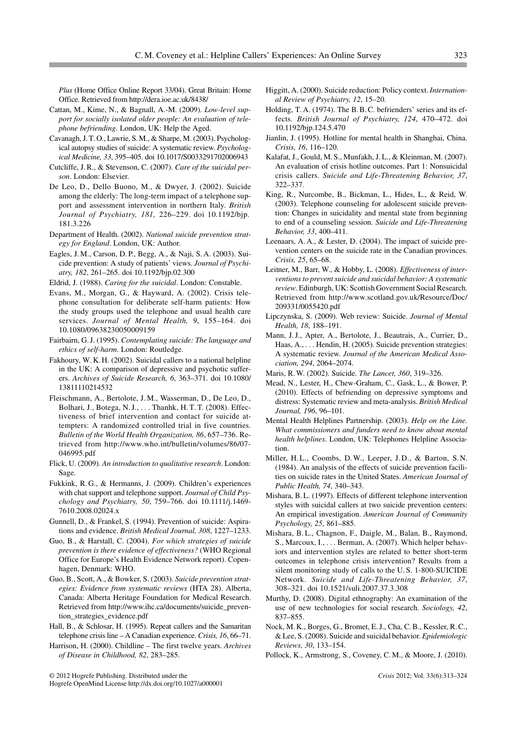*Plus* (Home Office Online Report 33/04). Great Britain: Home Office. Retrieved from http://dera.ioe.ac.uk/8438/

Cattan, M., Kime, N., & Bagnall, A.-M. (2009). *Low-level support for socially isolated older people: An evaluation of telephone befriending*. London, UK: Help the Aged.

Cavanagh, J. T. O., Lawrie, S. M., & Sharpe, M. (2003). Psychological autopsy studies of suicide: A systematic review. *Psychological Medicine, 33*, 395–405. doi 10.1017/S0033291702006943

Cutcliffe, J. R., & Stevenson, C. (2007). *Care of the suicidal person*. London: Elsevier.

De Leo, D., Dello Buono, M., & Dwyer, J. (2002). Suicide among the elderly: The long-term impact of a telephone support and assessment intervention in northern Italy. *British Journal of Psychiatry, 181,* 226–229. doi 10.1192/bjp.181.3.226

Department of Health. (2002). *National suicide prevention strategy for England*. London, UK: Author.

Eagles, J. M., Carson, D. P., Begg, A., & Naji, S. A. (2003). Suicide prevention: A study of patients' views. *Journal of Psychiatry, 182*, 261–265. doi 10.1192/bjp.02.300

Eldrid, J. (1988). *Caring for the suicidal*. London: Constable.

Evans, M., Morgan, G., & Hayward, A. (2002). Crisis telephone consultation for deliberate self-harm patients: How the study groups used the telephone and usual health care services. *Journal of Mental Health, 9*, 155–164. doi 10.1080/09638230050009159

Fairbairn, G. J. (1995). *Contemplating suicide: The language and ethics of self-harm*. London: Routledge.

Fakhoury, W. K. H. (2002). Suicidal callers to a national helpline in the UK: A comparison of depressive and psychotic sufferers. *Archives of Suicide Research, 6*, 363–371. doi 10.1080/13811110214532

Fleischmann, A., Bertolote, J. M., Wasserman, D., De Leo, D., Bolhari, J., Botega, N. J., . . . Thanhk, H. T. T. (2008). Effectiveness of brief intervention and contact for suicide attempters: A randomized controlled trial in five countries. *Bulletin of the World Health Organization, 86*, 657–736. Retrieved from http://www.who.int/bulletin/volumes/86/07-046995.pdf

Flick, U. (2009). *An introduction to qualitative research*. London: Sage.

Fukkink, R. G., & Hermanns, J. (2009). Children's experiences with chat support and telephone support. *Journal of Child Psychology and Psychiatry, 50*, 759–766. doi 10.1111/j.1469-7610.2008.02024.x

Gunnell, D., & Frankel, S. (1994). Prevention of suicide: Aspirations and evidence. *British Medical Journal, 308*, 1227–1233.

Guo, B., & Harstall, C. (2004). *For which strategies of suicide prevention is there evidence of effectiveness?* (WHO Regional Office for Europe's Health Evidence Network report). Copenhagen, Denmark: WHO.

Guo, B., Scott, A., & Bowker, S. (2003). *Suicide prevention strategies: Evidence from systematic reviews* (HTA 28). Alberta, Canada: Alberta Heritage Foundation for Medical Research. Retrieved from http://www.ihc.ca/documents/suicide_prevention_strategies_evidence.pdf

Hall, B., & Schlosar, H. (1995). Repeat callers and the Samaritan telephone crisis line – A Canadian experience. *Crisis, 16*, 66–71.

Harrison, H. (2000). Childline – The first twelve years. *Archives of Disease in Childhood, 82*, 283–285.

Higgitt, A. (2000). Suicide reduction: Policy context. *International Review of Psychiatry, 12*, 15–20.

Holding, T. A. (1974). The B. B. C. befrienders' series and its effects. *British Journal of Psychiatry, 124*, 470–472. doi 10.1192/bjp.124.5.470

Jianlin, J. (1995). Hotline for mental health in Shanghai, China. *Crisis, 16*, 116–120.

Kalafat, J., Gould, M. S., Munfakh, J. L., & Kleinman, M. (2007). An evaluation of crisis hotline outcomes. Part 1: Nonsuicidal crisis callers. *Suicide and Life-Threatening Behavior, 37*, 322–337.

King, R., Nurcombe, B., Bickman, L., Hides, L., & Reid, W. (2003). Telephone counseling for adolescent suicide prevention: Changes in suicidality and mental state from beginning to end of a counseling session. *Suicide and Life-Threatening Behavior, 33*, 400–411.

Leenaars, A. A., & Lester, D. (2004). The impact of suicide prevention centers on the suicide rate in the Canadian provinces. *Crisis, 25*, 65–68.

Leitner, M., Barr, W., & Hobby, L. (2008). *Effectiveness of interventions to prevent suicide and suicidal behavior: A systematic review*. Edinburgh, UK: Scottish Government Social Research. Retrieved from http://www.scotland.gov.uk/Resource/Doc/209331/0055420.pdf

Lipczynska, S. (2009). Web review: Suicide. *Journal of Mental Health, 18*, 188–191.

Mann, J. J., Apter, A., Bertolote, J., Beautrais, A., Currier, D., Haas, A., . . . Hendin, H. (2005). Suicide prevention strategies: A systematic review. *Journal of the American Medical Association, 294*, 2064–2074.

Maris, R. W. (2002). Suicide. *The Lancet, 360*, 319–326.

Mead, N., Lester, H., Chew-Graham, C., Gask, L., & Bower, P. (2010). Effects of befriending on depressive symptoms and distress: Systematic review and meta-analysis. *British Medical Journal, 196*, 96–101.

Mental Health Helplines Partnership. (2003). *Help on the Line. What commissioners and funders need to know about mental health helplines*. London, UK: Telephones Helpline Association.

Miller, H. L., Coombs, D. W., Leeper, J. D., & Barton, S. N. (1984). An analysis of the effects of suicide prevention facilities on suicide rates in the United States. *American Journal of Public Health, 74*, 340–343.

Mishara, B. L. (1997). Effects of different telephone intervention styles with suicidal callers at two suicide prevention centers: An empirical investigation. *American Journal of Community Psychology, 25*, 861–885.

Mishara, B. L., Chagnon, F., Daigle, M., Balan, B., Raymond, S., Marcoux, I., . . . Berman, A. (2007). Which helper behaviors and intervention styles are related to better short-term outcomes in telephone crisis intervention? Results from a silent monitoring study of calls to the U. S. 1-800-SUICIDE Network. *Suicide and Life-Threatening Behavior, 37*, 308–321. doi 10.1521/suli.2007.37.3.308

Murthy, D. (2008). Digital ethnography: An examination of the use of new technologies for social research. *Sociology, 42*, 837–855.

Nock, M. K., Borges, G., Bromet, E. J., Cha, C. B., Kessler, R. C., & Lee, S. (2008). Suicide and suicidal behavior. *Epidemiologic Reviews, 30*, 133–154.

Pollock, K., Armstrong, S., Coveney, C. M., & Moore, J. (2010).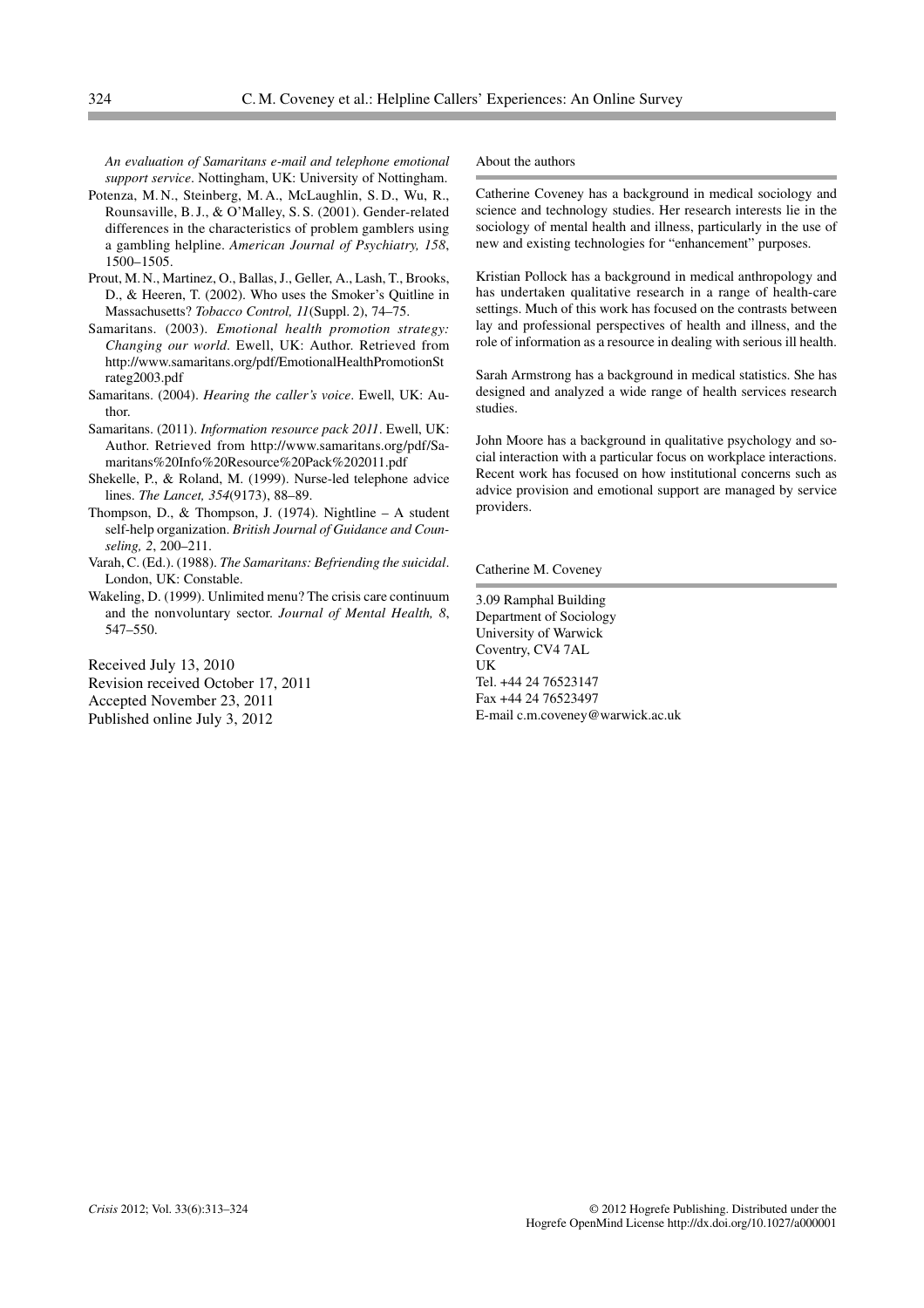*An evaluation of Samaritans e-mail and telephone emotional support service*. Nottingham, UK: University of Nottingham.

Potenza, M. N., Steinberg, M. A., McLaughlin, S. D., Wu, R., Rounsaville, B. J., & O'Malley, S. S. (2001). Gender-related differences in the characteristics of problem gamblers using a gambling helpline. *American Journal of Psychiatry, 158*, 1500–1505.

Prout, M. N., Martinez, O., Ballas, J., Geller, A., Lash, T., Brooks, D., & Heeren, T. (2002). Who uses the Smoker's Quitline in Massachusetts? *Tobacco Control, 11*(Suppl. 2), 74–75.

Samaritans. (2003). *Emotional health promotion strategy: Changing our world*. Ewell, UK: Author. Retrieved from http://www.samaritans.org/pdf/EmotionalHealthPromotionStrateg2003.pdf

Samaritans. (2004). *Hearing the caller's voice*. Ewell, UK: Author.

Samaritans. (2011). *Information resource pack 2011*. Ewell, UK: Author. Retrieved from http://www.samaritans.org/pdf/Samaritans%20Info%20Resource%20Pack%202011.pdf

Shekelle, P., & Roland, M. (1999). Nurse-led telephone advice lines. *The Lancet, 354*(9173), 88–89.

Thompson, D., & Thompson, J. (1974). Nightline – A student self-help organization. *British Journal of Guidance and Counseling, 2*, 200–211.

Varah, C. (Ed.). (1988). *The Samaritans: Befriending the suicidal*. London, UK: Constable.

Wakeling, D. (1999). Unlimited menu? The crisis care continuum and the nonvoluntary sector. *Journal of Mental Health, 8*, 547–550.

Received July 13, 2010
Revision received October 17, 2011
Accepted November 23, 2011
Published online July 3, 2012

## About the authors

Catherine Coveney has a background in medical sociology and science and technology studies. Her research interests lie in the sociology of mental health and illness, particularly in the use of new and existing technologies for "enhancement" purposes.

Kristian Pollock has a background in medical anthropology and has undertaken qualitative research in a range of health-care settings. Much of this work has focused on the contrasts between lay and professional perspectives of health and illness, and the role of information as a resource in dealing with serious ill health.

Sarah Armstrong has a background in medical statistics. She has designed and analyzed a wide range of health services research studies.

John Moore has a background in qualitative psychology and social interaction with a particular focus on workplace interactions. Recent work has focused on how institutional concerns such as advice provision and emotional support are managed by service providers.

## Catherine M. Coveney

3.09 Ramphal Building
Department of Sociology
University of Warwick
Coventry, CV4 7AL
UK
Tel. +44 24 76523147
Fax +44 24 76523497
E-mail c.m.coveney@warwick.ac.uk

© 2012 Hogrefe Publishing. Distributed under the Hogrefe OpenMind License http://dx.doi.org/10.1027/a000001